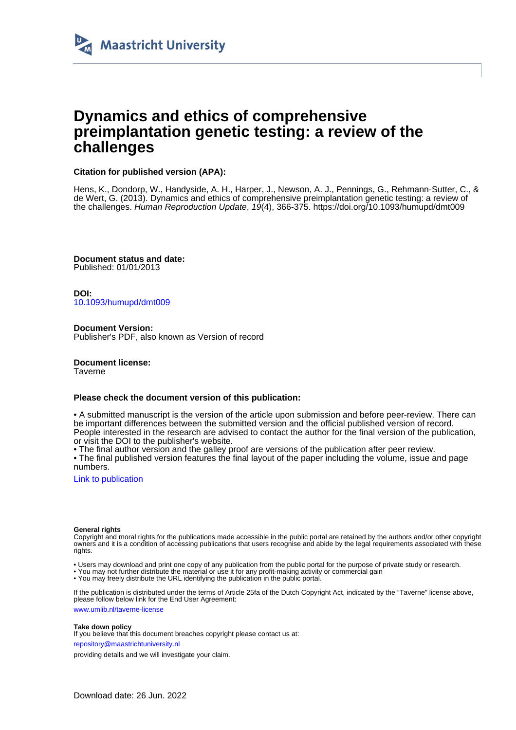Maastricht University

# Dynamics and ethics of comprehensive preimplantation genetic testing: a review of the challenges

**Citation for published version (APA):**

Hens, K., Dondorp, W., Handyside, A. H., Harper, J., Newson, A. J., Pennings, G., Rehmann-Sutter, C., & de Wert, G. (2013). Dynamics and ethics of comprehensive preimplantation genetic testing: a review of the challenges. *Human Reproduction Update*, *19*(4), 366-375. https://doi.org/10.1093/humupd/dmt009

**Document status and date:**
Published: 01/01/2013

**DOI:**
10.1093/humupd/dmt009

**Document Version:**
Publisher's PDF, also known as Version of record

**Document license:**
Taverne

**Please check the document version of this publication:**

• A submitted manuscript is the version of the article upon submission and before peer-review. There can be important differences between the submitted version and the official published version of record. People interested in the research are advised to contact the author for the final version of the publication, or visit the DOI to the publisher's website.
• The final author version and the galley proof are versions of the publication after peer review.
• The final published version features the final layout of the paper including the volume, issue and page numbers.

Link to publication

**General rights**
Copyright and moral rights for the publications made accessible in the public portal are retained by the authors and/or other copyright owners and it is a condition of accessing publications that users recognise and abide by the legal requirements associated with these rights.

• Users may download and print one copy of any publication from the public portal for the purpose of private study or research.
• You may not further distribute the material or use it for any profit-making activity or commercial gain
• You may freely distribute the URL identifying the publication in the public portal.

If the publication is distributed under the terms of Article 25fa of the Dutch Copyright Act, indicated by the "Taverne" license above, please follow below link for the End User Agreement:

www.umlib.nl/taverne-license

**Take down policy**
If you believe that this document breaches copyright please contact us at:

repository@maastrichtuniversity.nl

providing details and we will investigate your claim.

Download date: 26 Jun. 2022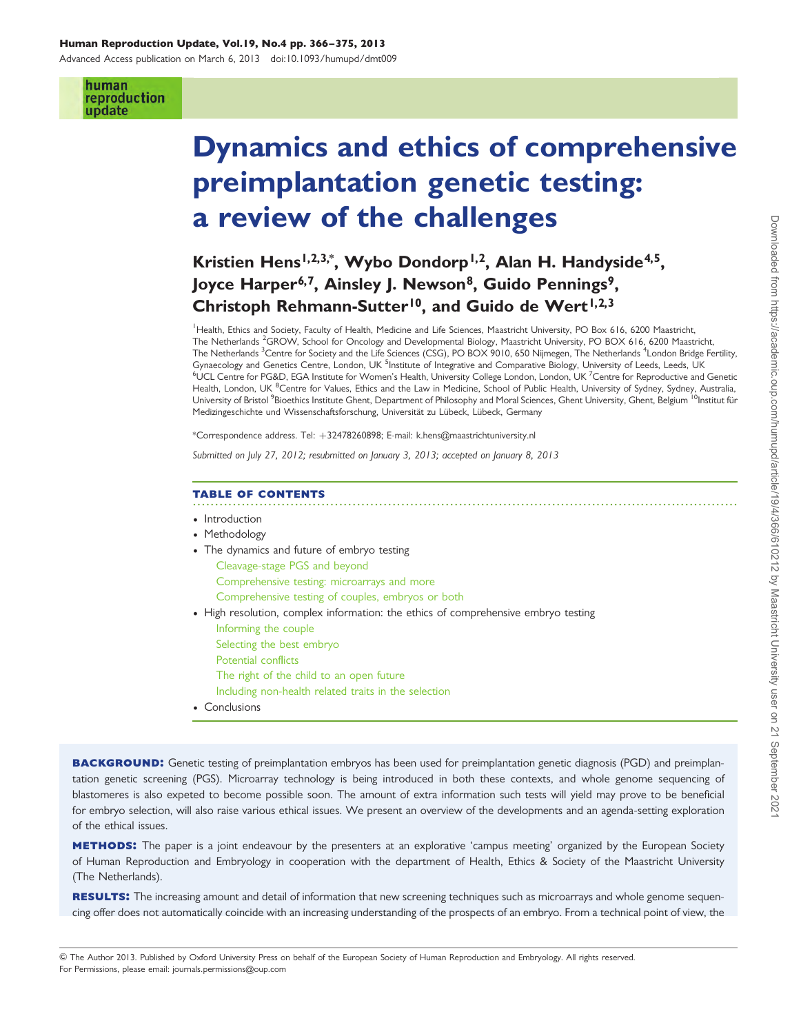# Dynamics and ethics of comprehensive preimplantation genetic testing: a review of the challenges

**Kristien Hens[1,2,3,*], Wybo Dondorp[1,2], Alan H. Handyside[4,5], Joyce Harper[6,7], Ainsley J. Newson[8], Guido Pennings[9], Christoph Rehmann-Sutter[10], and Guido de Wert[1,2,3]**

[1]Health, Ethics and Society, Faculty of Health, Medicine and Life Sciences, Maastricht University, PO Box 616, 6200 Maastricht, The Netherlands [2]GROW, School for Oncology and Developmental Biology, Maastricht University, PO BOX 616, 6200 Maastricht, The Netherlands [3]Centre for Society and the Life Sciences (CSG), PO BOX 9010, 650 Nijmegen, The Netherlands [4]London Bridge Fertility, Gynaecology and Genetics Centre, London, UK [5]Institute of Integrative and Comparative Biology, University of Leeds, Leeds, UK [6]UCL Centre for PG&D, EGA Institute for Women's Health, University College London, London, UK [7]Centre for Reproductive and Genetic Health, London, UK [8]Centre for Values, Ethics and the Law in Medicine, School of Public Health, University of Sydney, Sydney, Australia, University of Bristol [9]Bioethics Institute Ghent, Department of Philosophy and Moral Sciences, Ghent University, Ghent, Belgium [10]Institut für Medizingeschichte und Wissenschaftsforschung, Universität zu Lübeck, Lübeck, Germany

*Correspondence address. Tel: +32478260898; E-mail: k.hens@maastrichtuniversity.nl

*Submitted on July 27, 2012; resubmitted on January 3, 2013; accepted on January 8, 2013*

**TABLE OF CONTENTS**

- Introduction
- Methodology
- The dynamics and future of embryo testing
  - Cleavage-stage PGS and beyond
  - Comprehensive testing: microarrays and more
  - Comprehensive testing of couples, embryos or both
- High resolution, complex information: the ethics of comprehensive embryo testing
  - Informing the couple
  - Selecting the best embryo
  - Potential conflicts
  - The right of the child to an open future
  - Including non-health related traits in the selection
- Conclusions

**BACKGROUND:** Genetic testing of preimplantation embryos has been used for preimplantation genetic diagnosis (PGD) and preimplantation genetic screening (PGS). Microarray technology is being introduced in both these contexts, and whole genome sequencing of blastomeres is also expeted to become possible soon. The amount of extra information such tests will yield may prove to be beneficial for embryo selection, will also raise various ethical issues. We present an overview of the developments and an agenda-setting exploration of the ethical issues.

**METHODS:** The paper is a joint endeavour by the presenters at an explorative 'campus meeting' organized by the European Society of Human Reproduction and Embryology in cooperation with the department of Health, Ethics & Society of the Maastricht University (The Netherlands).

**RESULTS:** The increasing amount and detail of information that new screening techniques such as microarrays and whole genome sequencing offer does not automatically coincide with an increasing understanding of the prospects of an embryo. From a technical point of view, the

© The Author 2013. Published by Oxford University Press on behalf of the European Society of Human Reproduction and Embryology. All rights reserved.
For Permissions, please email: journals.permissions@oup.com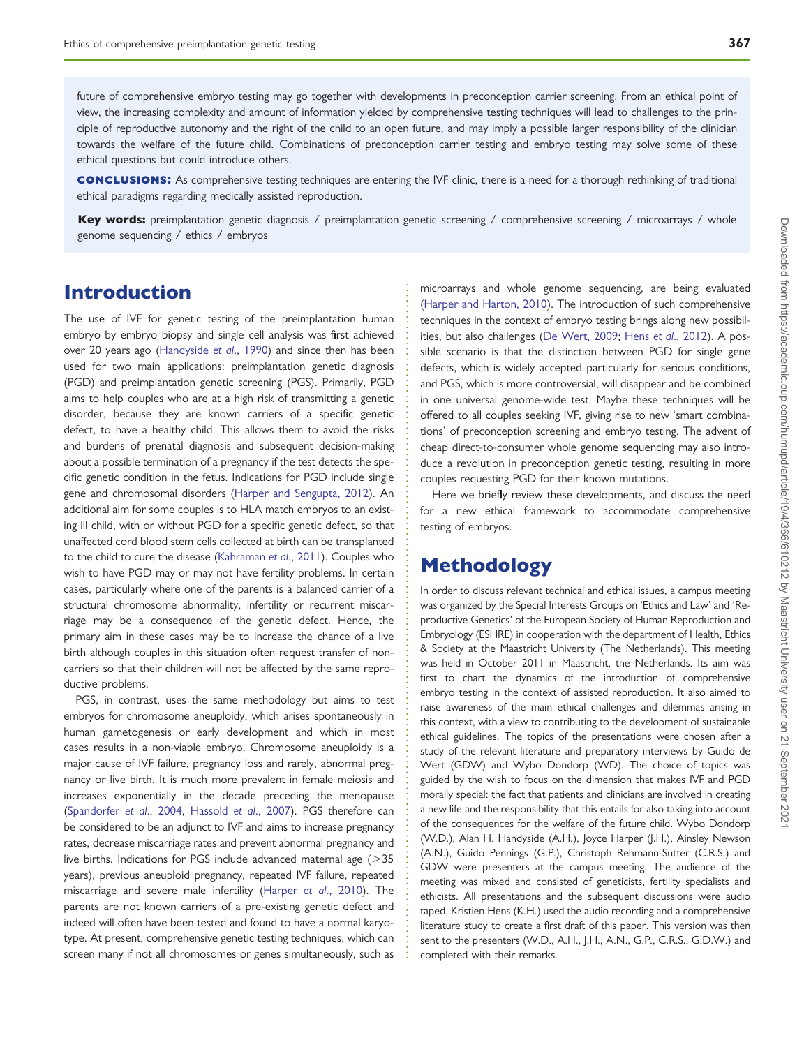future of comprehensive embryo testing may go together with developments in preconception carrier screening. From an ethical point of view, the increasing complexity and amount of information yielded by comprehensive testing techniques will lead to challenges to the principle of reproductive autonomy and the right of the child to an open future, and may imply a possible larger responsibility of the clinician towards the welfare of the future child. Combinations of preconception carrier testing and embryo testing may solve some of these ethical questions but could introduce others.

**CONCLUSIONS:** As comprehensive testing techniques are entering the IVF clinic, there is a need for a thorough rethinking of traditional ethical paradigms regarding medically assisted reproduction.

**Key words:** preimplantation genetic diagnosis / preimplantation genetic screening / comprehensive screening / microarrays / whole genome sequencing / ethics / embryos

# Introduction

The use of IVF for genetic testing of the preimplantation human embryo by embryo biopsy and single cell analysis was first achieved over 20 years ago (Handyside *et al*., 1990) and since then has been used for two main applications: preimplantation genetic diagnosis (PGD) and preimplantation genetic screening (PGS). Primarily, PGD aims to help couples who are at a high risk of transmitting a genetic disorder, because they are known carriers of a specific genetic defect, to have a healthy child. This allows them to avoid the risks and burdens of prenatal diagnosis and subsequent decision-making about a possible termination of a pregnancy if the test detects the specific genetic condition in the fetus. Indications for PGD include single gene and chromosomal disorders (Harper and Sengupta, 2012). An additional aim for some couples is to HLA match embryos to an existing ill child, with or without PGD for a specific genetic defect, so that unaffected cord blood stem cells collected at birth can be transplanted to the child to cure the disease (Kahraman *et al*., 2011). Couples who wish to have PGD may or may not have fertility problems. In certain cases, particularly where one of the parents is a balanced carrier of a structural chromosome abnormality, infertility or recurrent miscarriage may be a consequence of the genetic defect. Hence, the primary aim in these cases may be to increase the chance of a live birth although couples in this situation often request transfer of non-carriers so that their children will not be affected by the same reproductive problems.

PGS, in contrast, uses the same methodology but aims to test embryos for chromosome aneuploidy, which arises spontaneously in human gametogenesis or early development and which in most cases results in a non-viable embryo. Chromosome aneuploidy is a major cause of IVF failure, pregnancy loss and rarely, abnormal pregnancy or live birth. It is much more prevalent in female meiosis and increases exponentially in the decade preceding the menopause (Spandorfer *et al*., 2004, Hassold *et al*., 2007). PGS therefore can be considered to be an adjunct to IVF and aims to increase pregnancy rates, decrease miscarriage rates and prevent abnormal pregnancy and live births. Indications for PGS include advanced maternal age (>35 years), previous aneuploid pregnancy, repeated IVF failure, repeated miscarriage and severe male infertility (Harper *et al*., 2010). The parents are not known carriers of a pre-existing genetic defect and indeed will often have been tested and found to have a normal karyotype. At present, comprehensive genetic testing techniques, which can screen many if not all chromosomes or genes simultaneously, such as microarrays and whole genome sequencing, are being evaluated (Harper and Harton, 2010). The introduction of such comprehensive techniques in the context of embryo testing brings along new possibilities, but also challenges (De Wert, 2009; Hens *et al*., 2012). A possible scenario is that the distinction between PGD for single gene defects, which is widely accepted particularly for serious conditions, and PGS, which is more controversial, will disappear and be combined in one universal genome-wide test. Maybe these techniques will be offered to all couples seeking IVF, giving rise to new 'smart combinations' of preconception screening and embryo testing. The advent of cheap direct-to-consumer whole genome sequencing may also introduce a revolution in preconception genetic testing, resulting in more couples requesting PGD for their known mutations.

Here we briefly review these developments, and discuss the need for a new ethical framework to accommodate comprehensive testing of embryos.

# Methodology

In order to discuss relevant technical and ethical issues, a campus meeting was organized by the Special Interests Groups on 'Ethics and Law' and 'Reproductive Genetics' of the European Society of Human Reproduction and Embryology (ESHRE) in cooperation with the department of Health, Ethics & Society at the Maastricht University (The Netherlands). This meeting was held in October 2011 in Maastricht, the Netherlands. Its aim was first to chart the dynamics of the introduction of comprehensive embryo testing in the context of assisted reproduction. It also aimed to raise awareness of the main ethical challenges and dilemmas arising in this context, with a view to contributing to the development of sustainable ethical guidelines. The topics of the presentations were chosen after a study of the relevant literature and preparatory interviews by Guido de Wert (GDW) and Wybo Dondorp (WD). The choice of topics was guided by the wish to focus on the dimension that makes IVF and PGD morally special: the fact that patients and clinicians are involved in creating a new life and the responsibility that this entails for also taking into account of the consequences for the welfare of the future child. Wybo Dondorp (W.D.), Alan H. Handyside (A.H.), Joyce Harper (J.H.), Ainsley Newson (A.N.), Guido Pennings (G.P.), Christoph Rehmann-Sutter (C.R.S.) and GDW were presenters at the campus meeting. The audience of the meeting was mixed and consisted of geneticists, fertility specialists and ethicists. All presentations and the subsequent discussions were audio taped. Kristien Hens (K.H.) used the audio recording and a comprehensive literature study to create a first draft of this paper. This version was then sent to the presenters (W.D., A.H., J.H., A.N., G.P., C.R.S., G.D.W.) and completed with their remarks.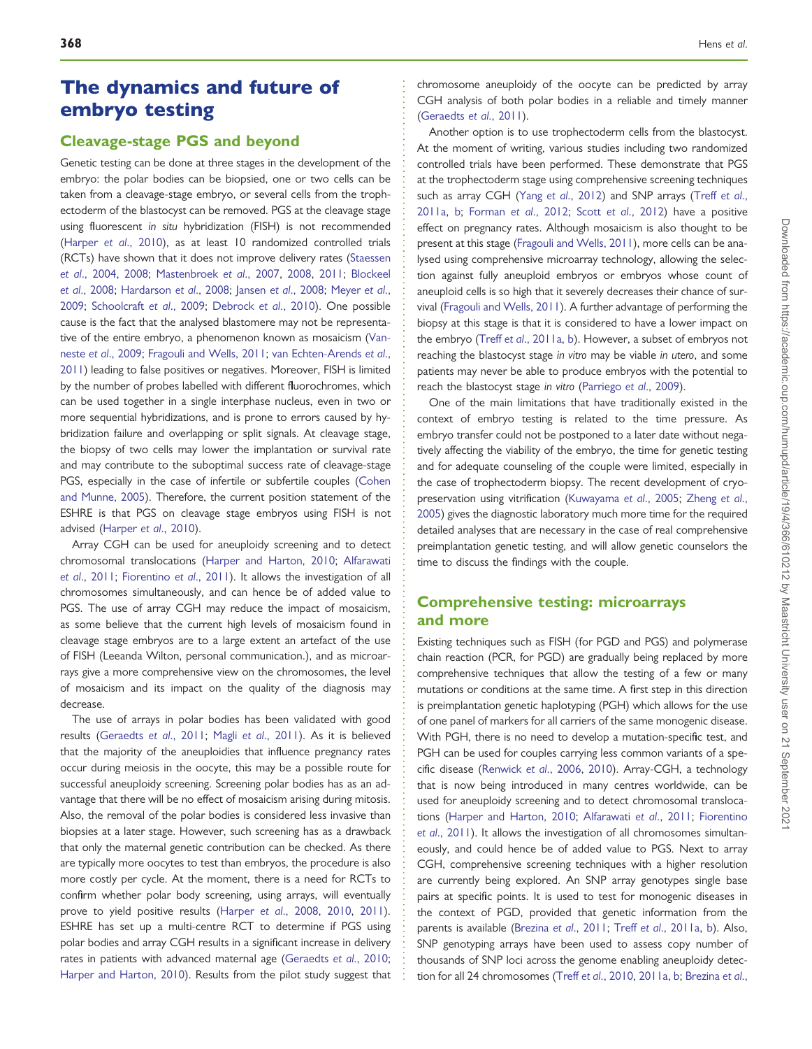# The dynamics and future of embryo testing

## Cleavage-stage PGS and beyond

Genetic testing can be done at three stages in the development of the embryo: the polar bodies can be biopsied, one or two cells can be taken from a cleavage-stage embryo, or several cells from the trophectoderm of the blastocyst can be removed. PGS at the cleavage stage using fluorescent *in situ* hybridization (FISH) is not recommended (Harper *et al*., 2010), as at least 10 randomized controlled trials (RCTs) have shown that it does not improve delivery rates (Staessen *et al*., 2004, 2008; Mastenbroek *et al*., 2007, 2008, 2011; Blockeel *et al*., 2008; Hardarson *et al*., 2008; Jansen *et al*., 2008; Meyer *et al*., 2009; Schoolcraft *et al*., 2009; Debrock *et al*., 2010). One possible cause is the fact that the analysed blastomere may not be representative of the entire embryo, a phenomenon known as mosaicism (Vanneste *et al*., 2009; Fragouli and Wells, 2011; van Echten-Arends *et al*., 2011) leading to false positives or negatives. Moreover, FISH is limited by the number of probes labelled with different fluorochromes, which can be used together in a single interphase nucleus, even in two or more sequential hybridizations, and is prone to errors caused by hybridization failure and overlapping or split signals. At cleavage stage, the biopsy of two cells may lower the implantation or survival rate and may contribute to the suboptimal success rate of cleavage-stage PGS, especially in the case of infertile or subfertile couples (Cohen and Munne, 2005). Therefore, the current position statement of the ESHRE is that PGS on cleavage stage embryos using FISH is not advised (Harper *et al*., 2010).

Array CGH can be used for aneuploidy screening and to detect chromosomal translocations (Harper and Harton, 2010; Alfarawati *et al*., 2011; Fiorentino *et al*., 2011). It allows the investigation of all chromosomes simultaneously, and can hence be of added value to PGS. The use of array CGH may reduce the impact of mosaicism, as some believe that the current high levels of mosaicism found in cleavage stage embryos are to a large extent an artefact of the use of FISH (Leeanda Wilton, personal communication.), and as microarrays give a more comprehensive view on the chromosomes, the level of mosaicism and its impact on the quality of the diagnosis may decrease.

The use of arrays in polar bodies has been validated with good results (Geraedts *et al*., 2011; Magli *et al*., 2011). As it is believed that the majority of the aneuploidies that influence pregnancy rates occur during meiosis in the oocyte, this may be a possible route for successful aneuploidy screening. Screening polar bodies has as an advantage that there will be no effect of mosaicism arising during mitosis. Also, the removal of the polar bodies is considered less invasive than biopsies at a later stage. However, such screening has as a drawback that only the maternal genetic contribution can be checked. As there are typically more oocytes to test than embryos, the procedure is also more costly per cycle. At the moment, there is a need for RCTs to confirm whether polar body screening, using arrays, will eventually prove to yield positive results (Harper *et al*., 2008, 2010, 2011). ESHRE has set up a multi-centre RCT to determine if PGS using polar bodies and array CGH results in a significant increase in delivery rates in patients with advanced maternal age (Geraedts *et al*., 2010; Harper and Harton, 2010). Results from the pilot study suggest that chromosome aneuploidy of the oocyte can be predicted by array CGH analysis of both polar bodies in a reliable and timely manner (Geraedts *et al*., 2011).

Another option is to use trophectoderm cells from the blastocyst. At the moment of writing, various studies including two randomized controlled trials have been performed. These demonstrate that PGS at the trophectoderm stage using comprehensive screening techniques such as array CGH (Yang *et al*., 2012) and SNP arrays (Treff *et al*., 2011a, b; Forman *et al*., 2012; Scott *et al*., 2012) have a positive effect on pregnancy rates. Although mosaicism is also thought to be present at this stage (Fragouli and Wells, 2011), more cells can be analysed using comprehensive microarray technology, allowing the selection against fully aneuploid embryos or embryos whose count of aneuploid cells is so high that it severely decreases their chance of survival (Fragouli and Wells, 2011). A further advantage of performing the biopsy at this stage is that it is considered to have a lower impact on the embryo (Treff *et al*., 2011a, b). However, a subset of embryos not reaching the blastocyst stage *in vitro* may be viable *in utero*, and some patients may never be able to produce embryos with the potential to reach the blastocyst stage *in vitro* (Parriego *et al*., 2009).

One of the main limitations that have traditionally existed in the context of embryo testing is related to the time pressure. As embryo transfer could not be postponed to a later date without negatively affecting the viability of the embryo, the time for genetic testing and for adequate counseling of the couple were limited, especially in the case of trophectoderm biopsy. The recent development of cryopreservation using vitrification (Kuwayama *et al*., 2005; Zheng *et al*., 2005) gives the diagnostic laboratory much more time for the required detailed analyses that are necessary in the case of real comprehensive preimplantation genetic testing, and will allow genetic counselors the time to discuss the findings with the couple.

## Comprehensive testing: microarrays and more

Existing techniques such as FISH (for PGD and PGS) and polymerase chain reaction (PCR, for PGD) are gradually being replaced by more comprehensive techniques that allow the testing of a few or many mutations or conditions at the same time. A first step in this direction is preimplantation genetic haplotyping (PGH) which allows for the use of one panel of markers for all carriers of the same monogenic disease. With PGH, there is no need to develop a mutation-specific test, and PGH can be used for couples carrying less common variants of a specific disease (Renwick *et al*., 2006, 2010). Array-CGH, a technology that is now being introduced in many centres worldwide, can be used for aneuploidy screening and to detect chromosomal translocations (Harper and Harton, 2010; Alfarawati *et al*., 2011; Fiorentino *et al*., 2011). It allows the investigation of all chromosomes simultaneously, and could hence be of added value to PGS. Next to array CGH, comprehensive screening techniques with a higher resolution are currently being explored. An SNP array genotypes single base pairs at specific points. It is used to test for monogenic diseases in the context of PGD, provided that genetic information from the parents is available (Brezina *et al*., 2011; Treff *et al*., 2011a, b). Also, SNP genotyping arrays have been used to assess copy number of thousands of SNP loci across the genome enabling aneuploidy detection for all 24 chromosomes (Treff *et al*., 2010, 2011a, b; Brezina *et al*.,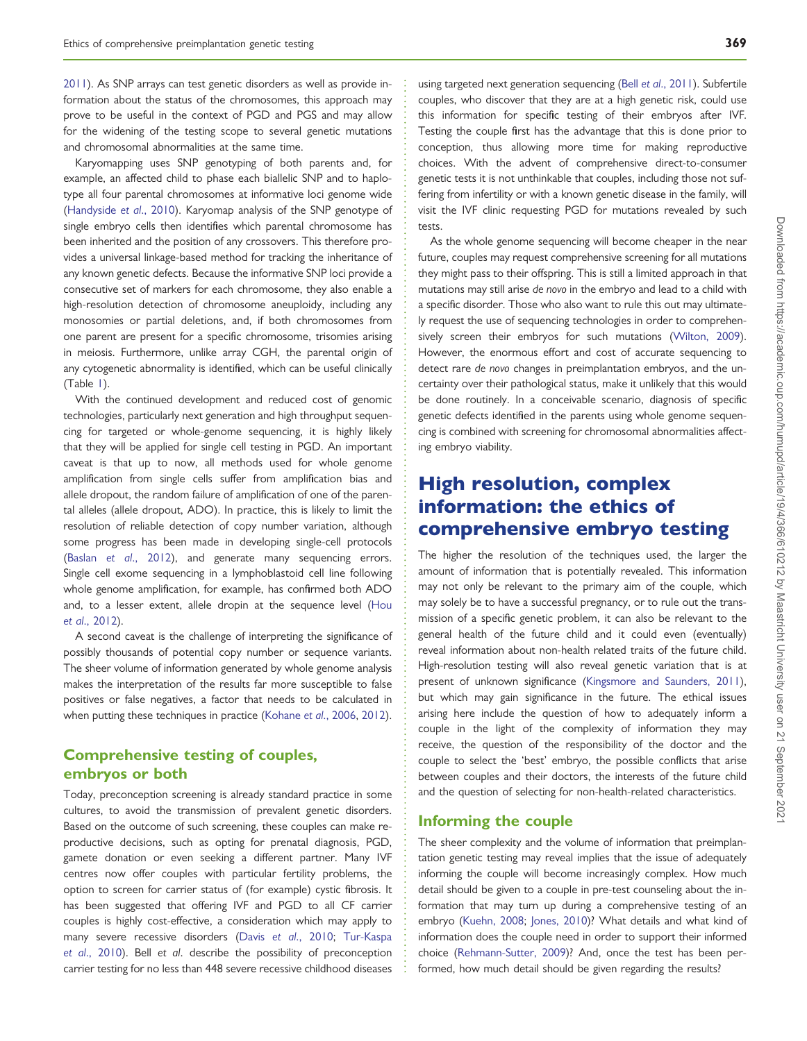2011). As SNP arrays can test genetic disorders as well as provide information about the status of the chromosomes, this approach may prove to be useful in the context of PGD and PGS and may allow for the widening of the testing scope to several genetic mutations and chromosomal abnormalities at the same time.

Karyomapping uses SNP genotyping of both parents and, for example, an affected child to phase each biallelic SNP and to haplotype all four parental chromosomes at informative loci genome wide (Handyside *et al*., 2010). Karyomap analysis of the SNP genotype of single embryo cells then identifies which parental chromosome has been inherited and the position of any crossovers. This therefore provides a universal linkage-based method for tracking the inheritance of any known genetic defects. Because the informative SNP loci provide a consecutive set of markers for each chromosome, they also enable a high-resolution detection of chromosome aneuploidy, including any monosomies or partial deletions, and, if both chromosomes from one parent are present for a specific chromosome, trisomies arising in meiosis. Furthermore, unlike array CGH, the parental origin of any cytogenetic abnormality is identified, which can be useful clinically (Table 1).

With the continued development and reduced cost of genomic technologies, particularly next generation and high throughput sequencing for targeted or whole-genome sequencing, it is highly likely that they will be applied for single cell testing in PGD. An important caveat is that up to now, all methods used for whole genome amplification from single cells suffer from amplification bias and allele dropout, the random failure of amplification of one of the parental alleles (allele dropout, ADO). In practice, this is likely to limit the resolution of reliable detection of copy number variation, although some progress has been made in developing single-cell protocols (Baslan *et al*., 2012), and generate many sequencing errors. Single cell exome sequencing in a lymphoblastoid cell line following whole genome amplification, for example, has confirmed both ADO and, to a lesser extent, allele dropin at the sequence level (Hou *et al*., 2012).

A second caveat is the challenge of interpreting the significance of possibly thousands of potential copy number or sequence variants. The sheer volume of information generated by whole genome analysis makes the interpretation of the results far more susceptible to false positives or false negatives, a factor that needs to be calculated in when putting these techniques in practice (Kohane *et al*., 2006, 2012).

### Comprehensive testing of couples, embryos or both

Today, preconception screening is already standard practice in some cultures, to avoid the transmission of prevalent genetic disorders. Based on the outcome of such screening, these couples can make reproductive decisions, such as opting for prenatal diagnosis, PGD, gamete donation or even seeking a different partner. Many IVF centres now offer couples with particular fertility problems, the option to screen for carrier status of (for example) cystic fibrosis. It has been suggested that offering IVF and PGD to all CF carrier couples is highly cost-effective, a consideration which may apply to many severe recessive disorders (Davis *et al*., 2010; Tur-Kaspa *et al*., 2010). Bell *et al*. describe the possibility of preconception carrier testing for no less than 448 severe recessive childhood diseases using targeted next generation sequencing (Bell *et al*., 2011). Subfertile couples, who discover that they are at a high genetic risk, could use this information for specific testing of their embryos after IVF. Testing the couple first has the advantage that this is done prior to conception, thus allowing more time for making reproductive choices. With the advent of comprehensive direct-to-consumer genetic tests it is not unthinkable that couples, including those not suffering from infertility or with a known genetic disease in the family, will visit the IVF clinic requesting PGD for mutations revealed by such tests.

As the whole genome sequencing will become cheaper in the near future, couples may request comprehensive screening for all mutations they might pass to their offspring. This is still a limited approach in that mutations may still arise *de novo* in the embryo and lead to a child with a specific disorder. Those who also want to rule this out may ultimately request the use of sequencing technologies in order to comprehensively screen their embryos for such mutations (Wilton, 2009). However, the enormous effort and cost of accurate sequencing to detect rare *de novo* changes in preimplantation embryos, and the uncertainty over their pathological status, make it unlikely that this would be done routinely. In a conceivable scenario, diagnosis of specific genetic defects identified in the parents using whole genome sequencing is combined with screening for chromosomal abnormalities affecting embryo viability.

## High resolution, complex information: the ethics of comprehensive embryo testing

The higher the resolution of the techniques used, the larger the amount of information that is potentially revealed. This information may not only be relevant to the primary aim of the couple, which may solely be to have a successful pregnancy, or to rule out the transmission of a specific genetic problem, it can also be relevant to the general health of the future child and it could even (eventually) reveal information about non-health related traits of the future child. High-resolution testing will also reveal genetic variation that is at present of unknown significance (Kingsmore and Saunders, 2011), but which may gain significance in the future. The ethical issues arising here include the question of how to adequately inform a couple in the light of the complexity of information they may receive, the question of the responsibility of the doctor and the couple to select the 'best' embryo, the possible conflicts that arise between couples and their doctors, the interests of the future child and the question of selecting for non-health-related characteristics.

### Informing the couple

The sheer complexity and the volume of information that preimplantation genetic testing may reveal implies that the issue of adequately informing the couple will become increasingly complex. How much detail should be given to a couple in pre-test counseling about the information that may turn up during a comprehensive testing of an embryo (Kuehn, 2008; Jones, 2010)? What details and what kind of information does the couple need in order to support their informed choice (Rehmann-Sutter, 2009)? And, once the test has been performed, how much detail should be given regarding the results?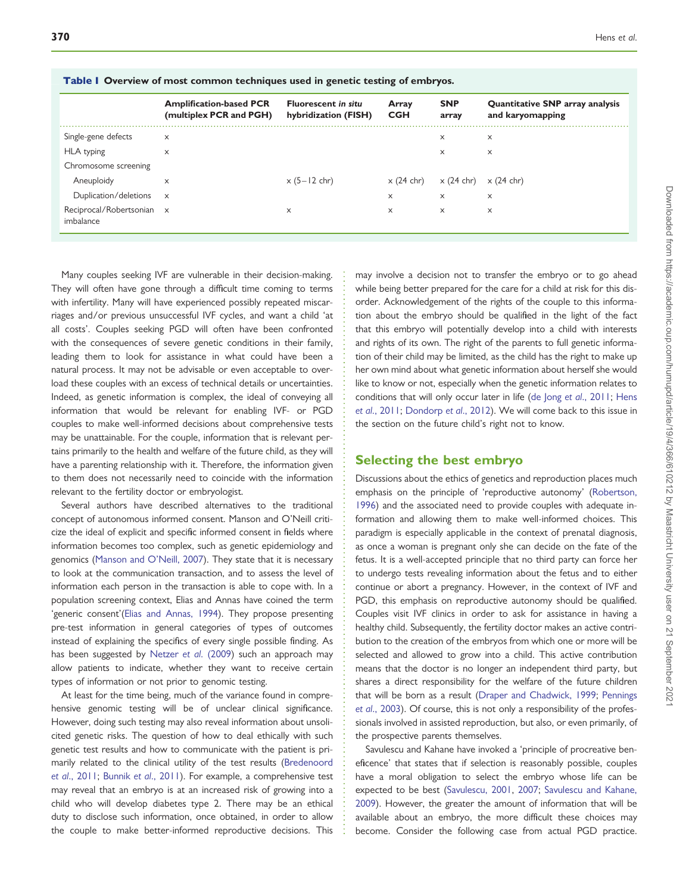**Table I** Overview of most common techniques used in genetic testing of embryos.

| | Amplification-based PCR (multiplex PCR and PGH) | Fluorescent *in situ* hybridization (FISH) | Array CGH | SNP array | Quantitative SNP array analysis and karyomapping |
|---|---|---|---|---|---|
| Single-gene defects | × | | | × | × |
| HLA typing | × | | | × | × |
| Chromosome screening | | | | | |
| Aneuploidy | × | × (5–12 chr) | × (24 chr) | × (24 chr) | × (24 chr) |
| Duplication/deletions | × | | × | × | × |
| Reciprocal/Robertsonian imbalance | × | × | × | × | × |

Many couples seeking IVF are vulnerable in their decision-making. They will often have gone through a difficult time coming to terms with infertility. Many will have experienced possibly repeated miscarriages and/or previous unsuccessful IVF cycles, and want a child 'at all costs'. Couples seeking PGD will often have been confronted with the consequences of severe genetic conditions in their family, leading them to look for assistance in what could have been a natural process. It may not be advisable or even acceptable to overload these couples with an excess of technical details or uncertainties. Indeed, as genetic information is complex, the ideal of conveying all information that would be relevant for enabling IVF- or PGD couples to make well-informed decisions about comprehensive tests may be unattainable. For the couple, information that is relevant pertains primarily to the health and welfare of the future child, as they will have a parenting relationship with it. Therefore, the information given to them does not necessarily need to coincide with the information relevant to the fertility doctor or embryologist.

Several authors have described alternatives to the traditional concept of autonomous informed consent. Manson and O'Neill criticize the ideal of explicit and specific informed consent in fields where information becomes too complex, such as genetic epidemiology and genomics (Manson and O'Neill, 2007). They state that it is necessary to look at the communication transaction, and to assess the level of information each person in the transaction is able to cope with. In a population screening context, Elias and Annas have coined the term 'generic consent'(Elias and Annas, 1994). They propose presenting pre-test information in general categories of types of outcomes instead of explaining the specifics of every single possible finding. As has been suggested by Netzer *et al*. (2009) such an approach may allow patients to indicate, whether they want to receive certain types of information or not prior to genomic testing.

At least for the time being, much of the variance found in comprehensive genomic testing will be of unclear clinical significance. However, doing such testing may also reveal information about unsolicited genetic risks. The question of how to deal ethically with such genetic test results and how to communicate with the patient is primarily related to the clinical utility of the test results (Bredenoord *et al*., 2011; Bunnik *et al*., 2011). For example, a comprehensive test may reveal that an embryo is at an increased risk of growing into a child who will develop diabetes type 2. There may be an ethical duty to disclose such information, once obtained, in order to allow the couple to make better-informed reproductive decisions. This may involve a decision not to transfer the embryo or to go ahead while being better prepared for the care for a child at risk for this disorder. Acknowledgement of the rights of the couple to this information about the embryo should be qualified in the light of the fact that this embryo will potentially develop into a child with interests and rights of its own. The right of the parents to full genetic information of their child may be limited, as the child has the right to make up her own mind about what genetic information about herself she would like to know or not, especially when the genetic information relates to conditions that will only occur later in life (de Jong *et al*., 2011; Hens *et al*., 2011; Dondorp *et al*., 2012). We will come back to this issue in the section on the future child's right not to know.

## Selecting the best embryo

Discussions about the ethics of genetics and reproduction places much emphasis on the principle of 'reproductive autonomy' (Robertson, 1996) and the associated need to provide couples with adequate information and allowing them to make well-informed choices. This paradigm is especially applicable in the context of prenatal diagnosis, as once a woman is pregnant only she can decide on the fate of the fetus. It is a well-accepted principle that no third party can force her to undergo tests revealing information about the fetus and to either continue or abort a pregnancy. However, in the context of IVF and PGD, this emphasis on reproductive autonomy should be qualified. Couples visit IVF clinics in order to ask for assistance in having a healthy child. Subsequently, the fertility doctor makes an active contribution to the creation of the embryos from which one or more will be selected and allowed to grow into a child. This active contribution means that the doctor is no longer an independent third party, but shares a direct responsibility for the welfare of the future children that will be born as a result (Draper and Chadwick, 1999; Pennings *et al*., 2003). Of course, this is not only a responsibility of the professionals involved in assisted reproduction, but also, or even primarily, of the prospective parents themselves.

Savulescu and Kahane have invoked a 'principle of procreative beneficence' that states that if selection is reasonably possible, couples have a moral obligation to select the embryo whose life can be expected to be best (Savulescu, 2001, 2007; Savulescu and Kahane, 2009). However, the greater the amount of information that will be available about an embryo, the more difficult these choices may become. Consider the following case from actual PGD practice.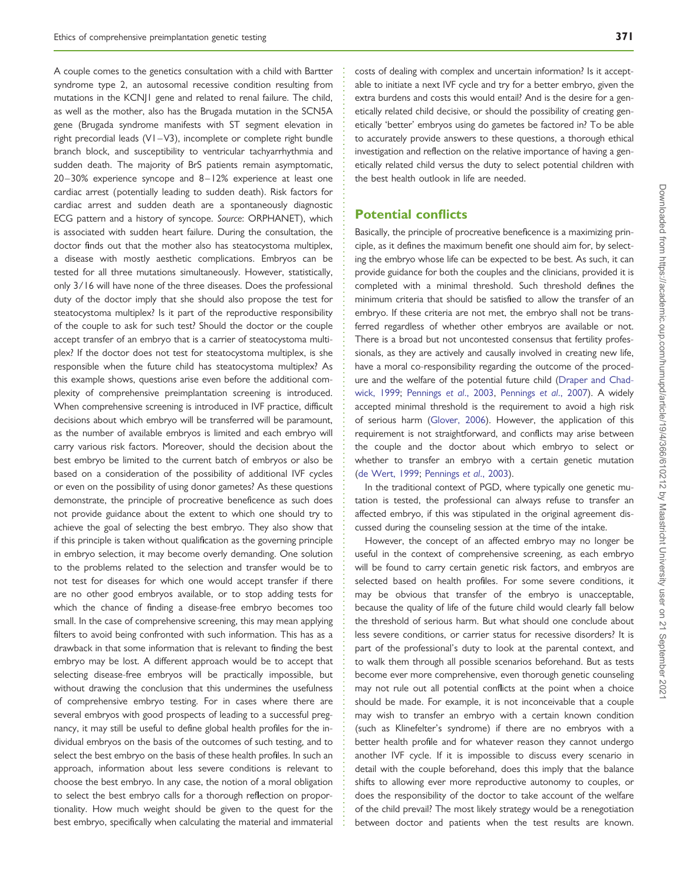A couple comes to the genetics consultation with a child with Bartter syndrome type 2, an autosomal recessive condition resulting from mutations in the KCNJ1 gene and related to renal failure. The child, as well as the mother, also has the Brugada mutation in the SCN5A gene (Brugada syndrome manifests with ST segment elevation in right precordial leads (V1–V3), incomplete or complete right bundle branch block, and susceptibility to ventricular tachyarrhythmia and sudden death. The majority of BrS patients remain asymptomatic, 20–30% experience syncope and 8–12% experience at least one cardiac arrest (potentially leading to sudden death). Risk factors for cardiac arrest and sudden death are a spontaneously diagnostic ECG pattern and a history of syncope. *Source*: ORPHANET), which is associated with sudden heart failure. During the consultation, the doctor finds out that the mother also has steatocystoma multiplex, a disease with mostly aesthetic complications. Embryos can be tested for all three mutations simultaneously. However, statistically, only 3/16 will have none of the three diseases. Does the professional duty of the doctor imply that she should also propose the test for steatocystoma multiplex? Is it part of the reproductive responsibility of the couple to ask for such test? Should the doctor or the couple accept transfer of an embryo that is a carrier of steatocystoma multiplex? If the doctor does not test for steatocystoma multiplex, is she responsible when the future child has steatocystoma multiplex? As this example shows, questions arise even before the additional complexity of comprehensive preimplantation screening is introduced. When comprehensive screening is introduced in IVF practice, difficult decisions about which embryo will be transferred will be paramount, as the number of available embryos is limited and each embryo will carry various risk factors. Moreover, should the decision about the best embryo be limited to the current batch of embryos or also be based on a consideration of the possibility of additional IVF cycles or even on the possibility of using donor gametes? As these questions demonstrate, the principle of procreative beneficence as such does not provide guidance about the extent to which one should try to achieve the goal of selecting the best embryo. They also show that if this principle is taken without qualification as the governing principle in embryo selection, it may become overly demanding. One solution to the problems related to the selection and transfer would be to not test for diseases for which one would accept transfer if there are no other good embryos available, or to stop adding tests for which the chance of finding a disease-free embryo becomes too small. In the case of comprehensive screening, this may mean applying filters to avoid being confronted with such information. This has as a drawback in that some information that is relevant to finding the best embryo may be lost. A different approach would be to accept that selecting disease-free embryos will be practically impossible, but without drawing the conclusion that this undermines the usefulness of comprehensive embryo testing. For in cases where there are several embryos with good prospects of leading to a successful pregnancy, it may still be useful to define global health profiles for the individual embryos on the basis of the outcomes of such testing, and to select the best embryo on the basis of these health profiles. In such an approach, information about less severe conditions is relevant to choose the best embryo. In any case, the notion of a moral obligation to select the best embryo calls for a thorough reflection on proportionality. How much weight should be given to the quest for the best embryo, specifically when calculating the material and immaterial costs of dealing with complex and uncertain information? Is it acceptable to initiate a next IVF cycle and try for a better embryo, given the extra burdens and costs this would entail? And is the desire for a genetically related child decisive, or should the possibility of creating genetically 'better' embryos using do gametes be factored in? To be able to accurately provide answers to these questions, a thorough ethical investigation and reflection on the relative importance of having a genetically related child versus the duty to select potential children with the best health outlook in life are needed.

## Potential conflicts

Basically, the principle of procreative beneficence is a maximizing principle, as it defines the maximum benefit one should aim for, by selecting the embryo whose life can be expected to be best. As such, it can provide guidance for both the couples and the clinicians, provided it is completed with a minimal threshold. Such threshold defines the minimum criteria that should be satisfied to allow the transfer of an embryo. If these criteria are not met, the embryo shall not be transferred regardless of whether other embryos are available or not. There is a broad but not uncontested consensus that fertility professionals, as they are actively and causally involved in creating new life, have a moral co-responsibility regarding the outcome of the procedure and the welfare of the potential future child (Draper and Chadwick, 1999; Pennings *et al*., 2003, Pennings *et al*., 2007). A widely accepted minimal threshold is the requirement to avoid a high risk of serious harm (Glover, 2006). However, the application of this requirement is not straightforward, and conflicts may arise between the couple and the doctor about which embryo to select or whether to transfer an embryo with a certain genetic mutation (de Wert, 1999; Pennings *et al*., 2003).

In the traditional context of PGD, where typically one genetic mutation is tested, the professional can always refuse to transfer an affected embryo, if this was stipulated in the original agreement discussed during the counseling session at the time of the intake.

However, the concept of an affected embryo may no longer be useful in the context of comprehensive screening, as each embryo will be found to carry certain genetic risk factors, and embryos are selected based on health profiles. For some severe conditions, it may be obvious that transfer of the embryo is unacceptable, because the quality of life of the future child would clearly fall below the threshold of serious harm. But what should one conclude about less severe conditions, or carrier status for recessive disorders? It is part of the professional's duty to look at the parental context, and to walk them through all possible scenarios beforehand. But as tests become ever more comprehensive, even thorough genetic counseling may not rule out all potential conflicts at the point when a choice should be made. For example, it is not inconceivable that a couple may wish to transfer an embryo with a certain known condition (such as Klinefelter's syndrome) if there are no embryos with a better health profile and for whatever reason they cannot undergo another IVF cycle. If it is impossible to discuss every scenario in detail with the couple beforehand, does this imply that the balance shifts to allowing ever more reproductive autonomy to couples, or does the responsibility of the doctor to take account of the welfare of the child prevail? The most likely strategy would be a renegotiation between doctor and patients when the test results are known.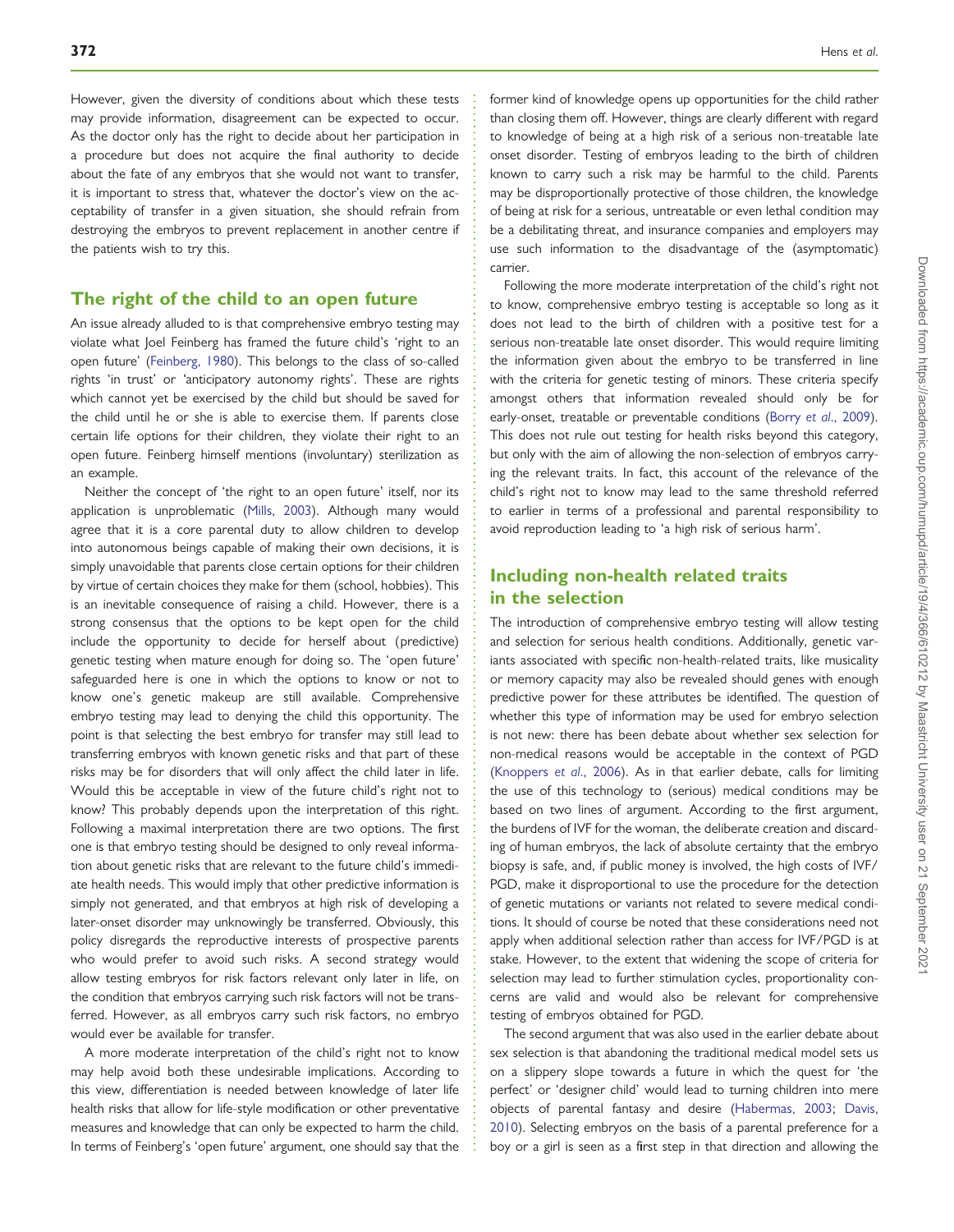However, given the diversity of conditions about which these tests may provide information, disagreement can be expected to occur. As the doctor only has the right to decide about her participation in a procedure but does not acquire the final authority to decide about the fate of any embryos that she would not want to transfer, it is important to stress that, whatever the doctor's view on the acceptability of transfer in a given situation, she should refrain from destroying the embryos to prevent replacement in another centre if the patients wish to try this.

## The right of the child to an open future

An issue already alluded to is that comprehensive embryo testing may violate what Joel Feinberg has framed the future child's 'right to an open future' (Feinberg, 1980). This belongs to the class of so-called rights 'in trust' or 'anticipatory autonomy rights'. These are rights which cannot yet be exercised by the child but should be saved for the child until he or she is able to exercise them. If parents close certain life options for their children, they violate their right to an open future. Feinberg himself mentions (involuntary) sterilization as an example.

Neither the concept of 'the right to an open future' itself, nor its application is unproblematic (Mills, 2003). Although many would agree that it is a core parental duty to allow children to develop into autonomous beings capable of making their own decisions, it is simply unavoidable that parents close certain options for their children by virtue of certain choices they make for them (school, hobbies). This is an inevitable consequence of raising a child. However, there is a strong consensus that the options to be kept open for the child include the opportunity to decide for herself about (predictive) genetic testing when mature enough for doing so. The 'open future' safeguarded here is one in which the options to know or not to know one's genetic makeup are still available. Comprehensive embryo testing may lead to denying the child this opportunity. The point is that selecting the best embryo for transfer may still lead to transferring embryos with known genetic risks and that part of these risks may be for disorders that will only affect the child later in life. Would this be acceptable in view of the future child's right not to know? This probably depends upon the interpretation of this right. Following a maximal interpretation there are two options. The first one is that embryo testing should be designed to only reveal information about genetic risks that are relevant to the future child's immediate health needs. This would imply that other predictive information is simply not generated, and that embryos at high risk of developing a later-onset disorder may unknowingly be transferred. Obviously, this policy disregards the reproductive interests of prospective parents who would prefer to avoid such risks. A second strategy would allow testing embryos for risk factors relevant only later in life, on the condition that embryos carrying such risk factors will not be transferred. However, as all embryos carry such risk factors, no embryo would ever be available for transfer.

A more moderate interpretation of the child's right not to know may help avoid both these undesirable implications. According to this view, differentiation is needed between knowledge of later life health risks that allow for life-style modification or other preventative measures and knowledge that can only be expected to harm the child. In terms of Feinberg's 'open future' argument, one should say that the former kind of knowledge opens up opportunities for the child rather than closing them off. However, things are clearly different with regard to knowledge of being at a high risk of a serious non-treatable late onset disorder. Testing of embryos leading to the birth of children known to carry such a risk may be harmful to the child. Parents may be disproportionally protective of those children, the knowledge of being at risk for a serious, untreatable or even lethal condition may be a debilitating threat, and insurance companies and employers may use such information to the disadvantage of the (asymptomatic) carrier.

Following the more moderate interpretation of the child's right not to know, comprehensive embryo testing is acceptable so long as it does not lead to the birth of children with a positive test for a serious non-treatable late onset disorder. This would require limiting the information given about the embryo to be transferred in line with the criteria for genetic testing of minors. These criteria specify amongst others that information revealed should only be for early-onset, treatable or preventable conditions (Borry *et al.*, 2009). This does not rule out testing for health risks beyond this category, but only with the aim of allowing the non-selection of embryos carrying the relevant traits. In fact, this account of the relevance of the child's right not to know may lead to the same threshold referred to earlier in terms of a professional and parental responsibility to avoid reproduction leading to 'a high risk of serious harm'.

## Including non-health related traits in the selection

The introduction of comprehensive embryo testing will allow testing and selection for serious health conditions. Additionally, genetic variants associated with specific non-health-related traits, like musicality or memory capacity may also be revealed should genes with enough predictive power for these attributes be identified. The question of whether this type of information may be used for embryo selection is not new: there has been debate about whether sex selection for non-medical reasons would be acceptable in the context of PGD (Knoppers *et al.*, 2006). As in that earlier debate, calls for limiting the use of this technology to (serious) medical conditions may be based on two lines of argument. According to the first argument, the burdens of IVF for the woman, the deliberate creation and discarding of human embryos, the lack of absolute certainty that the embryo biopsy is safe, and, if public money is involved, the high costs of IVF/PGD, make it disproportional to use the procedure for the detection of genetic mutations or variants not related to severe medical conditions. It should of course be noted that these considerations need not apply when additional selection rather than access for IVF/PGD is at stake. However, to the extent that widening the scope of criteria for selection may lead to further stimulation cycles, proportionality concerns are valid and would also be relevant for comprehensive testing of embryos obtained for PGD.

The second argument that was also used in the earlier debate about sex selection is that abandoning the traditional medical model sets us on a slippery slope towards a future in which the quest for 'the perfect' or 'designer child' would lead to turning children into mere objects of parental fantasy and desire (Habermas, 2003; Davis, 2010). Selecting embryos on the basis of a parental preference for a boy or a girl is seen as a first step in that direction and allowing the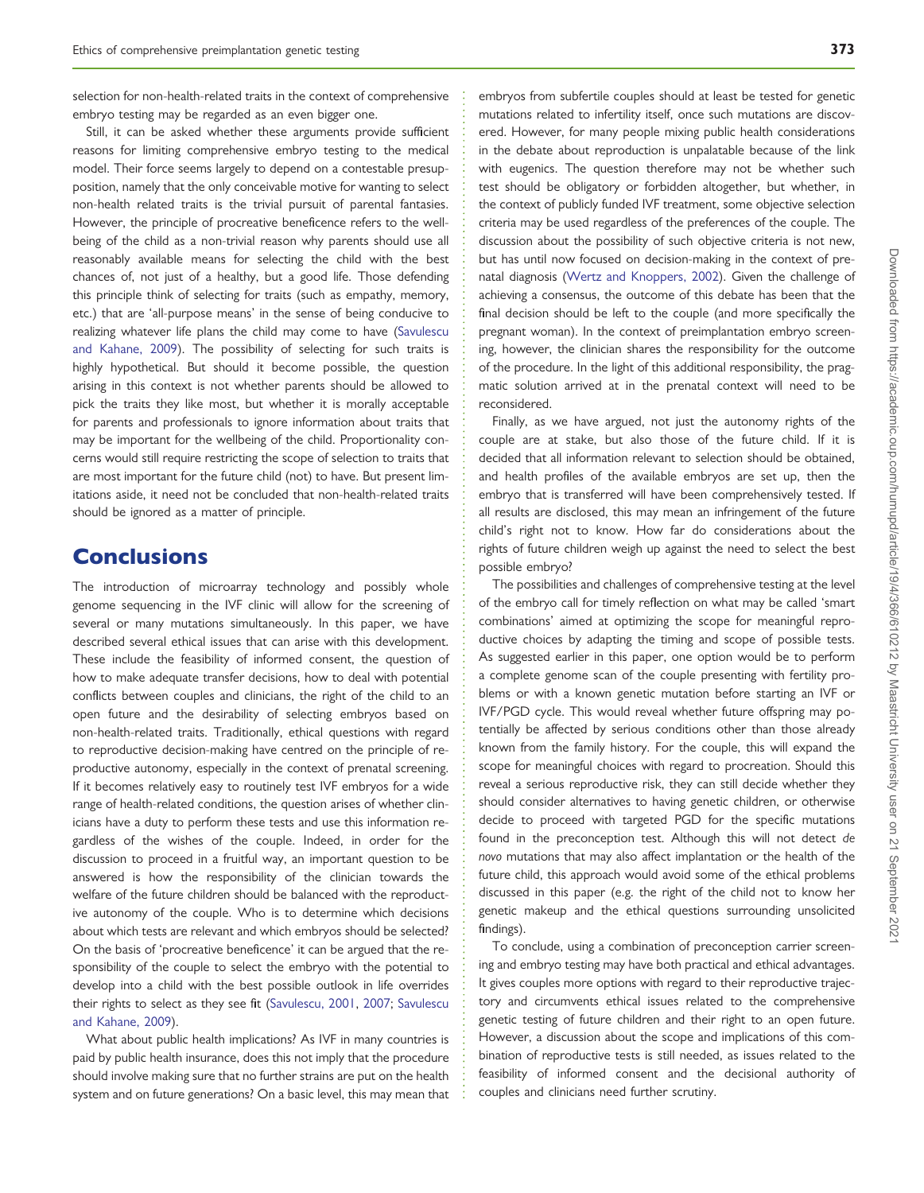selection for non-health-related traits in the context of comprehensive embryo testing may be regarded as an even bigger one.

Still, it can be asked whether these arguments provide sufficient reasons for limiting comprehensive embryo testing to the medical model. Their force seems largely to depend on a contestable presupposition, namely that the only conceivable motive for wanting to select non-health related traits is the trivial pursuit of parental fantasies. However, the principle of procreative beneficence refers to the wellbeing of the child as a non-trivial reason why parents should use all reasonably available means for selecting the child with the best chances of, not just of a healthy, but a good life. Those defending this principle think of selecting for traits (such as empathy, memory, etc.) that are 'all-purpose means' in the sense of being conducive to realizing whatever life plans the child may come to have (Savulescu and Kahane, 2009). The possibility of selecting for such traits is highly hypothetical. But should it become possible, the question arising in this context is not whether parents should be allowed to pick the traits they like most, but whether it is morally acceptable for parents and professionals to ignore information about traits that may be important for the wellbeing of the child. Proportionality concerns would still require restricting the scope of selection to traits that are most important for the future child (not) to have. But present limitations aside, it need not be concluded that non-health-related traits should be ignored as a matter of principle.

# Conclusions

The introduction of microarray technology and possibly whole genome sequencing in the IVF clinic will allow for the screening of several or many mutations simultaneously. In this paper, we have described several ethical issues that can arise with this development. These include the feasibility of informed consent, the question of how to make adequate transfer decisions, how to deal with potential conflicts between couples and clinicians, the right of the child to an open future and the desirability of selecting embryos based on non-health-related traits. Traditionally, ethical questions with regard to reproductive decision-making have centred on the principle of reproductive autonomy, especially in the context of prenatal screening. If it becomes relatively easy to routinely test IVF embryos for a wide range of health-related conditions, the question arises of whether clinicians have a duty to perform these tests and use this information regardless of the wishes of the couple. Indeed, in order for the discussion to proceed in a fruitful way, an important question to be answered is how the responsibility of the clinician towards the welfare of the future children should be balanced with the reproductive autonomy of the couple. Who is to determine which decisions about which tests are relevant and which embryos should be selected? On the basis of 'procreative beneficence' it can be argued that the responsibility of the couple to select the embryo with the potential to develop into a child with the best possible outlook in life overrides their rights to select as they see fit (Savulescu, 2001, 2007; Savulescu and Kahane, 2009).

What about public health implications? As IVF in many countries is paid by public health insurance, does this not imply that the procedure should involve making sure that no further strains are put on the health system and on future generations? On a basic level, this may mean that embryos from subfertile couples should at least be tested for genetic mutations related to infertility itself, once such mutations are discovered. However, for many people mixing public health considerations in the debate about reproduction is unpalatable because of the link with eugenics. The question therefore may not be whether such test should be obligatory or forbidden altogether, but whether, in the context of publicly funded IVF treatment, some objective selection criteria may be used regardless of the preferences of the couple. The discussion about the possibility of such objective criteria is not new, but has until now focused on decision-making in the context of prenatal diagnosis (Wertz and Knoppers, 2002). Given the challenge of achieving a consensus, the outcome of this debate has been that the final decision should be left to the couple (and more specifically the pregnant woman). In the context of preimplantation embryo screening, however, the clinician shares the responsibility for the outcome of the procedure. In the light of this additional responsibility, the pragmatic solution arrived at in the prenatal context will need to be reconsidered.

Finally, as we have argued, not just the autonomy rights of the couple are at stake, but also those of the future child. If it is decided that all information relevant to selection should be obtained, and health profiles of the available embryos are set up, then the embryo that is transferred will have been comprehensively tested. If all results are disclosed, this may mean an infringement of the future child's right not to know. How far do considerations about the rights of future children weigh up against the need to select the best possible embryo?

The possibilities and challenges of comprehensive testing at the level of the embryo call for timely reflection on what may be called 'smart combinations' aimed at optimizing the scope for meaningful reproductive choices by adapting the timing and scope of possible tests. As suggested earlier in this paper, one option would be to perform a complete genome scan of the couple presenting with fertility problems or with a known genetic mutation before starting an IVF or IVF/PGD cycle. This would reveal whether future offspring may potentially be affected by serious conditions other than those already known from the family history. For the couple, this will expand the scope for meaningful choices with regard to procreation. Should this reveal a serious reproductive risk, they can still decide whether they should consider alternatives to having genetic children, or otherwise decide to proceed with targeted PGD for the specific mutations found in the preconception test. Although this will not detect *de novo* mutations that may also affect implantation or the health of the future child, this approach would avoid some of the ethical problems discussed in this paper (e.g. the right of the child not to know her genetic makeup and the ethical questions surrounding unsolicited findings).

To conclude, using a combination of preconception carrier screening and embryo testing may have both practical and ethical advantages. It gives couples more options with regard to their reproductive trajectory and circumvents ethical issues related to the comprehensive genetic testing of future children and their right to an open future. However, a discussion about the scope and implications of this combination of reproductive tests is still needed, as issues related to the feasibility of informed consent and the decisional authority of couples and clinicians need further scrutiny.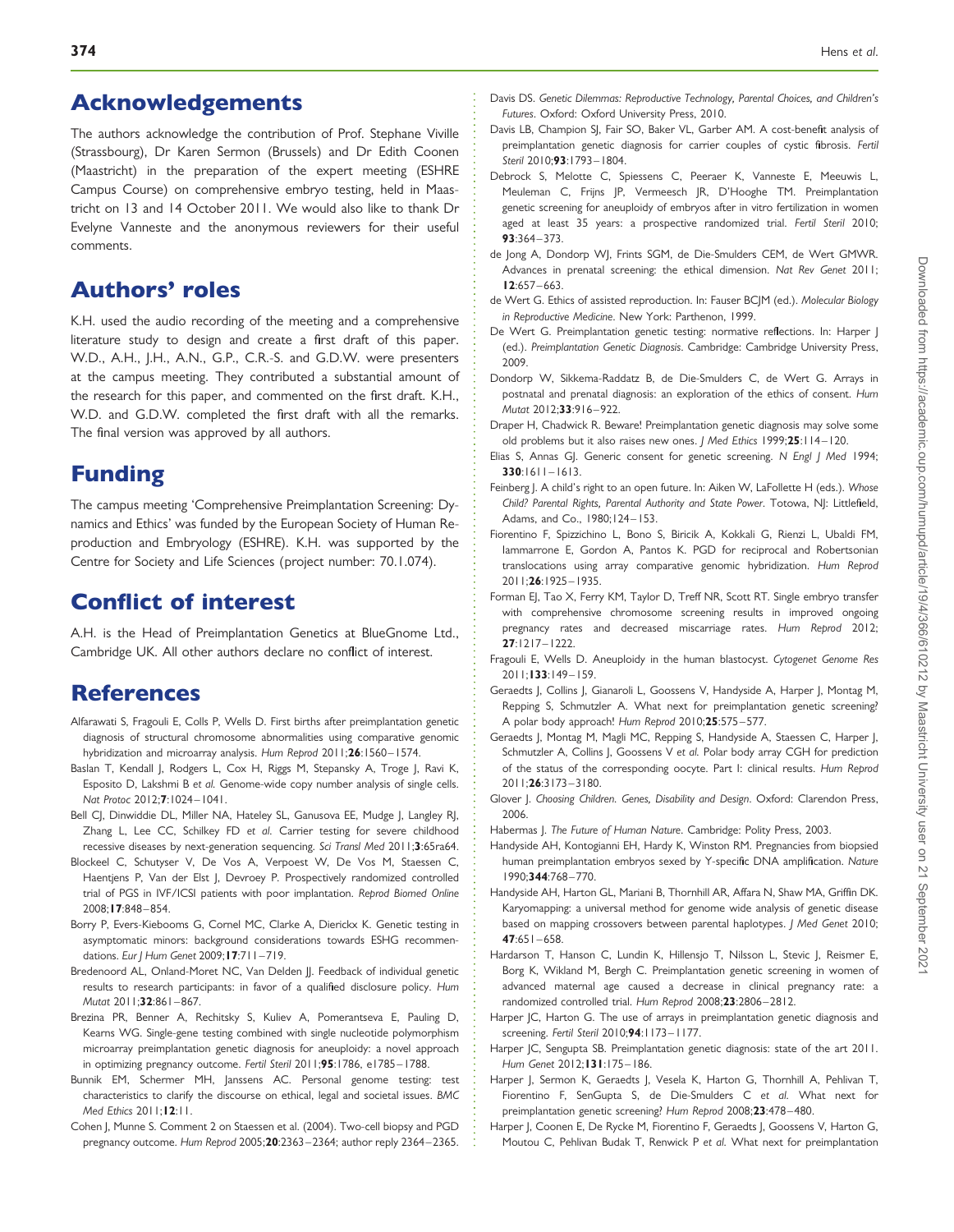## Acknowledgements

The authors acknowledge the contribution of Prof. Stephane Viville (Strassbourg), Dr Karen Sermon (Brussels) and Dr Edith Coonen (Maastricht) in the preparation of the expert meeting (ESHRE Campus Course) on comprehensive embryo testing, held in Maastricht on 13 and 14 October 2011. We would also like to thank Dr Evelyne Vanneste and the anonymous reviewers for their useful comments.

## Authors' roles

K.H. used the audio recording of the meeting and a comprehensive literature study to design and create a first draft of this paper. W.D., A.H., J.H., A.N., G.P., C.R.-S. and G.D.W. were presenters at the campus meeting. They contributed a substantial amount of the research for this paper, and commented on the first draft. K.H., W.D. and G.D.W. completed the first draft with all the remarks. The final version was approved by all authors.

## Funding

The campus meeting 'Comprehensive Preimplantation Screening: Dynamics and Ethics' was funded by the European Society of Human Reproduction and Embryology (ESHRE). K.H. was supported by the Centre for Society and Life Sciences (project number: 70.1.074).

## Conflict of interest

A.H. is the Head of Preimplantation Genetics at BlueGnome Ltd., Cambridge UK. All other authors declare no conflict of interest.

## References

Alfarawati S, Fragouli E, Colls P, Wells D. First births after preimplantation genetic diagnosis of structural chromosome abnormalities using comparative genomic hybridization and microarray analysis. *Hum Reprod* 2011;**26**:1560–1574.

Baslan T, Kendall J, Rodgers L, Cox H, Riggs M, Stepansky A, Troge J, Ravi K, Esposito D, Lakshmi B *et al.* Genome-wide copy number analysis of single cells. *Nat Protoc* 2012;**7**:1024–1041.

Bell CJ, Dinwiddie DL, Miller NA, Hateley SL, Ganusova EE, Mudge J, Langley RJ, Zhang L, Lee CC, Schilkey FD *et al.* Carrier testing for severe childhood recessive diseases by next-generation sequencing. *Sci Transl Med* 2011;**3**:65ra64.

Blockeel C, Schutyser V, De Vos A, Verpoest W, De Vos M, Staessen C, Haentjens P, Van der Elst J, Devroey P. Prospectively randomized controlled trial of PGS in IVF/ICSI patients with poor implantation. *Reprod Biomed Online* 2008;**17**:848–854.

Borry P, Evers-Kiebooms G, Cornel MC, Clarke A, Dierickx K. Genetic testing in asymptomatic minors: background considerations towards ESHG recommendations. *Eur J Hum Genet* 2009;**17**:711–719.

Bredenoord AL, Onland-Moret NC, Van Delden JJ. Feedback of individual genetic results to research participants: in favor of a qualified disclosure policy. *Hum Mutat* 2011;**32**:861–867.

Brezina PR, Benner A, Rechitsky S, Kuliev A, Pomerantseva E, Pauling D, Kearns WG. Single-gene testing combined with single nucleotide polymorphism microarray preimplantation genetic diagnosis for aneuploidy: a novel approach in optimizing pregnancy outcome. *Fertil Steril* 2011;**95**:1786, e1785–1788.

Bunnik EM, Schermer MH, Janssens AC. Personal genome testing: test characteristics to clarify the discourse on ethical, legal and societal issues. *BMC Med Ethics* 2011;**12**:11.

Cohen J, Munne S. Comment 2 on Staessen et al. (2004). Two-cell biopsy and PGD pregnancy outcome. *Hum Reprod* 2005;**20**:2363–2364; author reply 2364–2365.

Davis DS. *Genetic Dilemmas: Reproductive Technology, Parental Choices, and Children's Futures*. Oxford: Oxford University Press, 2010.

Davis LB, Champion SJ, Fair SO, Baker VL, Garber AM. A cost-benefit analysis of preimplantation genetic diagnosis for carrier couples of cystic fibrosis. *Fertil Steril* 2010;**93**:1793–1804.

Debrock S, Melotte C, Spiessens C, Peeraer K, Vanneste E, Meeuwis L, Meuleman C, Frijns JP, Vermeesch JR, D'Hooghe TM. Preimplantation genetic screening for aneuploidy of embryos after in vitro fertilization in women aged at least 35 years: a prospective randomized trial. *Fertil Steril* 2010; **93**:364–373.

de Jong A, Dondorp WJ, Frints SGM, de Die-Smulders CEM, de Wert GMWR. Advances in prenatal screening: the ethical dimension. *Nat Rev Genet* 2011; **12**:657–663.

de Wert G. Ethics of assisted reproduction. In: Fauser BCJM (ed.). *Molecular Biology in Reproductive Medicine*. New York: Parthenon, 1999.

De Wert G. Preimplantation genetic testing: normative reflections. In: Harper J (ed.). *Preimplantation Genetic Diagnosis*. Cambridge: Cambridge University Press, 2009.

Dondorp W, Sikkema-Raddatz B, de Die-Smulders C, de Wert G. Arrays in postnatal and prenatal diagnosis: an exploration of the ethics of consent. *Hum Mutat* 2012;**33**:916–922.

Draper H, Chadwick R. Beware! Preimplantation genetic diagnosis may solve some old problems but it also raises new ones. *J Med Ethics* 1999;**25**:114–120.

Elias S, Annas GJ. Generic consent for genetic screening. *N Engl J Med* 1994; **330**:1611–1613.

Feinberg J. A child's right to an open future. In: Aiken W, LaFollette H (eds.). *Whose Child? Parental Rights, Parental Authority and State Power*. Totowa, NJ: Littlefield, Adams, and Co., 1980;124–153.

Fiorentino F, Spizzichino L, Bono S, Biricik A, Kokkali G, Rienzi L, Ubaldi FM, Iammarrone E, Gordon A, Pantos K. PGD for reciprocal and Robertsonian translocations using array comparative genomic hybridization. *Hum Reprod* 2011;**26**:1925–1935.

Forman EJ, Tao X, Ferry KM, Taylor D, Treff NR, Scott RT. Single embryo transfer with comprehensive chromosome screening results in improved ongoing pregnancy rates and decreased miscarriage rates. *Hum Reprod* 2012; **27**:1217–1222.

Fragouli E, Wells D. Aneuploidy in the human blastocyst. *Cytogenet Genome Res* 2011;**133**:149–159.

Geraedts J, Collins J, Gianaroli L, Goossens V, Handyside A, Harper J, Montag M, Repping S, Schmutzler A. What next for preimplantation genetic screening? A polar body approach! *Hum Reprod* 2010;**25**:575–577.

Geraedts J, Montag M, Magli MC, Repping S, Handyside A, Staessen C, Harper J, Schmutzler A, Collins J, Goossens V *et al.* Polar body array CGH for prediction of the status of the corresponding oocyte. Part I: clinical results. *Hum Reprod* 2011;**26**:3173–3180.

Glover J. *Choosing Children. Genes, Disability and Design*. Oxford: Clarendon Press, 2006.

Habermas J. *The Future of Human Nature*. Cambridge: Polity Press, 2003.

Handyside AH, Kontogianni EH, Hardy K, Winston RM. Pregnancies from biopsied human preimplantation embryos sexed by Y-specific DNA amplification. *Nature* 1990;**344**:768–770.

Handyside AH, Harton GL, Mariani B, Thornhill AR, Affara N, Shaw MA, Griffin DK. Karyomapping: a universal method for genome wide analysis of genetic disease based on mapping crossovers between parental haplotypes. *J Med Genet* 2010; **47**:651–658.

Hardarson T, Hanson C, Lundin K, Hillensjo T, Nilsson L, Stevic J, Reismer E, Borg K, Wikland M, Bergh C. Preimplantation genetic screening in women of advanced maternal age caused a decrease in clinical pregnancy rate: a randomized controlled trial. *Hum Reprod* 2008;**23**:2806–2812.

Harper JC, Harton G. The use of arrays in preimplantation genetic diagnosis and screening. *Fertil Steril* 2010;**94**:1173–1177.

Harper JC, Sengupta SB. Preimplantation genetic diagnosis: state of the art 2011. *Hum Genet* 2012;**131**:175–186.

Harper J, Sermon K, Geraedts J, Vesela K, Harton G, Thornhill A, Pehlivan T, Fiorentino F, SenGupta S, de Die-Smulders C *et al.* What next for preimplantation genetic screening? *Hum Reprod* 2008;**23**:478–480.

Harper J, Coonen E, De Rycke M, Fiorentino F, Geraedts J, Goossens V, Harton G, Moutou C, Pehlivan Budak T, Renwick P *et al.* What next for preimplantation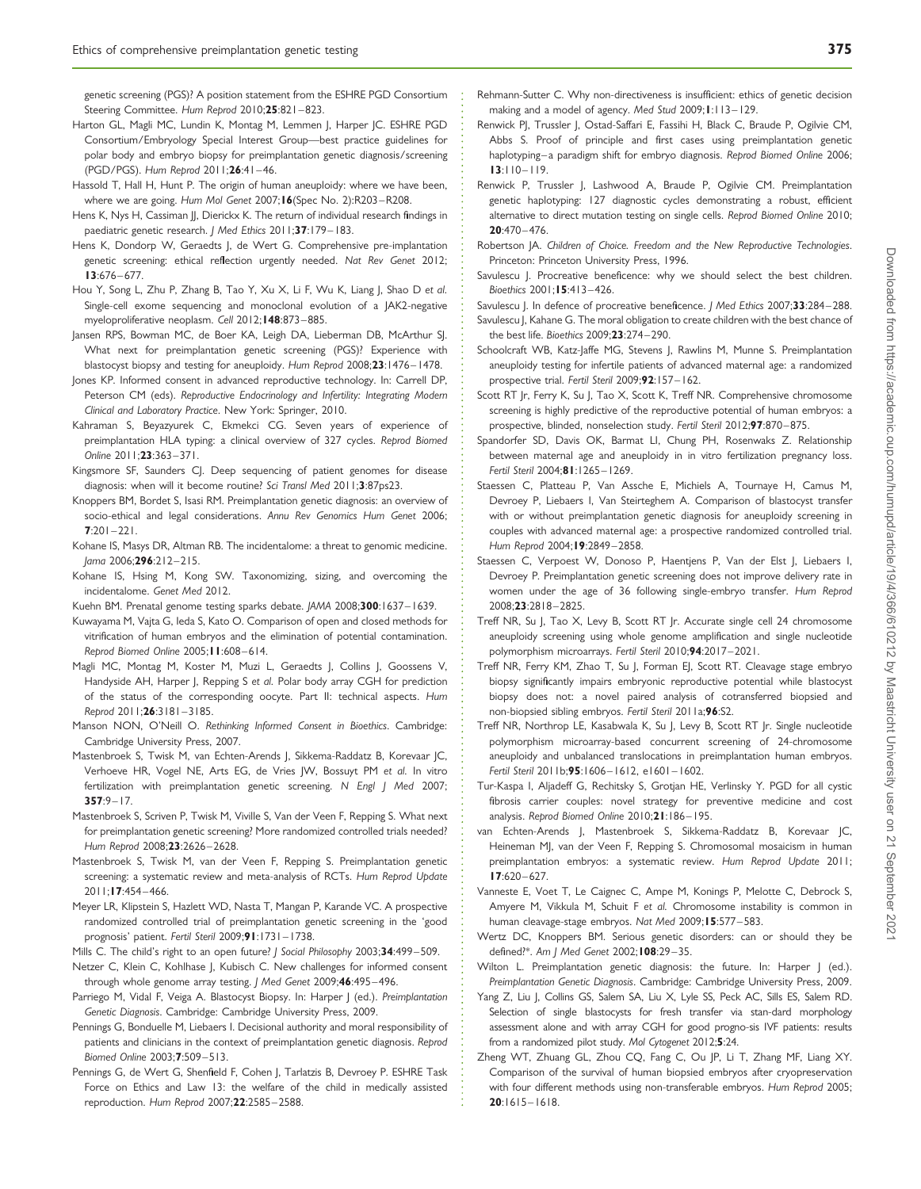genetic screening (PGS)? A position statement from the ESHRE PGD Consortium Steering Committee. *Hum Reprod* 2010;**25**:821–823.

Harton GL, Magli MC, Lundin K, Montag M, Lemmen J, Harper JC. ESHRE PGD Consortium/Embryology Special Interest Group—best practice guidelines for polar body and embryo biopsy for preimplantation genetic diagnosis/screening (PGD/PGS). *Hum Reprod* 2011;**26**:41–46.

Hassold T, Hall H, Hunt P. The origin of human aneuploidy: where we have been, where we are going. *Hum Mol Genet* 2007;**16**(Spec No. 2):R203–R208.

Hens K, Nys H, Cassiman JJ, Dierickx K. The return of individual research findings in paediatric genetic research. *J Med Ethics* 2011;**37**:179–183.

Hens K, Dondorp W, Geraedts J, de Wert G. Comprehensive pre-implantation genetic screening: ethical reflection urgently needed. *Nat Rev Genet* 2012; **13**:676–677.

Hou Y, Song L, Zhu P, Zhang B, Tao Y, Xu X, Li F, Wu K, Liang J, Shao D *et al.* Single-cell exome sequencing and monoclonal evolution of a JAK2-negative myeloproliferative neoplasm. *Cell* 2012;**148**:873–885.

Jansen RPS, Bowman MC, de Boer KA, Leigh DA, Lieberman DB, McArthur SJ. What next for preimplantation genetic screening (PGS)? Experience with blastocyst biopsy and testing for aneuploidy. *Hum Reprod* 2008;**23**:1476–1478.

Jones KP. Informed consent in advanced reproductive technology. In: Carrell DP, Peterson CM (eds). *Reproductive Endocrinology and Infertility: Integrating Modern Clinical and Laboratory Practice*. New York: Springer, 2010.

Kahraman S, Beyazyurek C, Ekmekci CG. Seven years of experience of preimplantation HLA typing: a clinical overview of 327 cycles. *Reprod Biomed Online* 2011;**23**:363–371.

Kingsmore SF, Saunders CJ. Deep sequencing of patient genomes for disease diagnosis: when will it become routine? *Sci Transl Med* 2011;**3**:87ps23.

Knoppers BM, Bordet S, Isasi RM. Preimplantation genetic diagnosis: an overview of socio-ethical and legal considerations. *Annu Rev Genomics Hum Genet* 2006; **7**:201–221.

Kohane IS, Masys DR, Altman RB. The incidentalome: a threat to genomic medicine. *Jama* 2006;**296**:212–215.

Kohane IS, Hsing M, Kong SW. Taxonomizing, sizing, and overcoming the incidentalome. *Genet Med* 2012.

Kuehn BM. Prenatal genome testing sparks debate. *JAMA* 2008;**300**:1637–1639.

Kuwayama M, Vajta G, Ieda S, Kato O. Comparison of open and closed methods for vitrification of human embryos and the elimination of potential contamination. *Reprod Biomed Online* 2005;**11**:608–614.

Magli MC, Montag M, Koster M, Muzi L, Geraedts J, Collins J, Goossens V, Handyside AH, Harper J, Repping S *et al.* Polar body array CGH for prediction of the status of the corresponding oocyte. Part II: technical aspects. *Hum Reprod* 2011;**26**:3181–3185.

Manson NON, O'Neill O. *Rethinking Informed Consent in Bioethics*. Cambridge: Cambridge University Press, 2007.

Mastenbroek S, Twisk M, van Echten-Arends J, Sikkema-Raddatz B, Korevaar JC, Verhoeve HR, Vogel NE, Arts EG, de Vries JW, Bossuyt PM *et al.* In vitro fertilization with preimplantation genetic screening. *N Engl J Med* 2007; **357**:9–17.

Mastenbroek S, Scriven P, Twisk M, Viville S, Van der Veen F, Repping S. What next for preimplantation genetic screening? More randomized controlled trials needed? *Hum Reprod* 2008;**23**:2626–2628.

Mastenbroek S, Twisk M, van der Veen F, Repping S. Preimplantation genetic screening: a systematic review and meta-analysis of RCTs. *Hum Reprod Update* 2011;**17**:454–466.

Meyer LR, Klipstein S, Hazlett WD, Nasta T, Mangan P, Karande VC. A prospective randomized controlled trial of preimplantation genetic screening in the 'good prognosis' patient. *Fertil Steril* 2009;**91**:1731–1738.

Mills C. The child's right to an open future? *J Social Philosophy* 2003;**34**:499–509.

Netzer C, Klein C, Kohlhase J, Kubisch C. New challenges for informed consent through whole genome array testing. *J Med Genet* 2009;**46**:495–496.

Parriego M, Vidal F, Veiga A. Blastocyst Biopsy. In: Harper J (ed.). *Preimplantation Genetic Diagnosis*. Cambridge: Cambridge University Press, 2009.

Pennings G, Bonduelle M, Liebaers I. Decisional authority and moral responsibility of patients and clinicians in the context of preimplantation genetic diagnosis. *Reprod Biomed Online* 2003;**7**:509–513.

Pennings G, de Wert G, Shenfield F, Cohen J, Tarlatzis B, Devroey P. ESHRE Task Force on Ethics and Law 13: the welfare of the child in medically assisted reproduction. *Hum Reprod* 2007;**22**:2585–2588.

Rehmann-Sutter C. Why non-directiveness is insufficient: ethics of genetic decision making and a model of agency. *Med Stud* 2009;**1**:113–129.

Renwick PJ, Trussler J, Ostad-Saffari E, Fassihi H, Black C, Braude P, Ogilvie CM, Abbs S. Proof of principle and first cases using preimplantation genetic haplotyping–a paradigm shift for embryo diagnosis. *Reprod Biomed Online* 2006; **13**:110–119.

Renwick P, Trussler J, Lashwood A, Braude P, Ogilvie CM. Preimplantation genetic haplotyping: 127 diagnostic cycles demonstrating a robust, efficient alternative to direct mutation testing on single cells. *Reprod Biomed Online* 2010; **20**:470–476.

Robertson JA. *Children of Choice. Freedom and the New Reproductive Technologies*. Princeton: Princeton University Press, 1996.

Savulescu J. Procreative beneficence: why we should select the best children. *Bioethics* 2001;**15**:413–426.

Savulescu J. In defence of procreative beneficence. *J Med Ethics* 2007;**33**:284–288.

Savulescu J, Kahane G. The moral obligation to create children with the best chance of the best life. *Bioethics* 2009;**23**:274–290.

Schoolcraft WB, Katz-Jaffe MG, Stevens J, Rawlins M, Munne S. Preimplantation aneuploidy testing for infertile patients of advanced maternal age: a randomized prospective trial. *Fertil Steril* 2009;**92**:157–162.

Scott RT Jr, Ferry K, Su J, Tao X, Scott K, Treff NR. Comprehensive chromosome screening is highly predictive of the reproductive potential of human embryos: a prospective, blinded, nonselection study. *Fertil Steril* 2012;**97**:870–875.

Spandorfer SD, Davis OK, Barmat LI, Chung PH, Rosenwaks Z. Relationship between maternal age and aneuploidy in in vitro fertilization pregnancy loss. *Fertil Steril* 2004;**81**:1265–1269.

Staessen C, Platteau P, Van Assche E, Michiels A, Tournaye H, Camus M, Devroey P, Liebaers I, Van Steirteghem A. Comparison of blastocyst transfer with or without preimplantation genetic diagnosis for aneuploidy screening in couples with advanced maternal age: a prospective randomized controlled trial. *Hum Reprod* 2004;**19**:2849–2858.

Staessen C, Verpoest W, Donoso P, Haentjens P, Van der Elst J, Liebaers I, Devroey P. Preimplantation genetic screening does not improve delivery rate in women under the age of 36 following single-embryo transfer. *Hum Reprod* 2008;**23**:2818–2825.

Treff NR, Su J, Tao X, Levy B, Scott RT Jr. Accurate single cell 24 chromosome aneuploidy screening using whole genome amplification and single nucleotide polymorphism microarrays. *Fertil Steril* 2010;**94**:2017–2021.

Treff NR, Ferry KM, Zhao T, Su J, Forman EJ, Scott RT. Cleavage stage embryo biopsy significantly impairs embryonic reproductive potential while blastocyst biopsy does not: a novel paired analysis of cotransferred biopsied and non-biopsied sibling embryos. *Fertil Steril* 2011a;**96**:S2.

Treff NR, Northrop LE, Kasabwala K, Su J, Levy B, Scott RT Jr. Single nucleotide polymorphism microarray-based concurrent screening of 24-chromosome aneuploidy and unbalanced translocations in preimplantation human embryos. *Fertil Steril* 2011b;**95**:1606–1612, e1601–1602.

Tur-Kaspa I, Aljadeff G, Rechitsky S, Grotjan HE, Verlinsky Y. PGD for all cystic fibrosis carrier couples: novel strategy for preventive medicine and cost analysis. *Reprod Biomed Online* 2010;**21**:186–195.

van Echten-Arends J, Mastenbroek S, Sikkema-Raddatz B, Korevaar JC, Heineman MJ, van der Veen F, Repping S. Chromosomal mosaicism in human preimplantation embryos: a systematic review. *Hum Reprod Update* 2011; **17**:620–627.

Vanneste E, Voet T, Le Caignec C, Ampe M, Konings P, Melotte C, Debrock S, Amyere M, Vikkula M, Schuit F *et al.* Chromosome instability is common in human cleavage-stage embryos. *Nat Med* 2009;**15**:577–583.

Wertz DC, Knoppers BM. Serious genetic disorders: can or should they be defined?*. *Am J Med Genet* 2002;**108**:29–35.

Wilton L. Preimplantation genetic diagnosis: the future. In: Harper J (ed.). *Preimplantation Genetic Diagnosis*. Cambridge: Cambridge University Press, 2009.

Yang Z, Liu J, Collins GS, Salem SA, Liu X, Lyle SS, Peck AC, Sills ES, Salem RD. Selection of single blastocysts for fresh transfer via stan-dard morphology assessment alone and with array CGH for good progno-sis IVF patients: results from a randomized pilot study. *Mol Cytogenet* 2012;**5**:24.

Zheng WT, Zhuang GL, Zhou CQ, Fang C, Ou JP, Li T, Zhang MF, Liang XY. Comparison of the survival of human biopsied embryos after cryopreservation with four different methods using non-transferable embryos. *Hum Reprod* 2005; **20**:1615–1618.